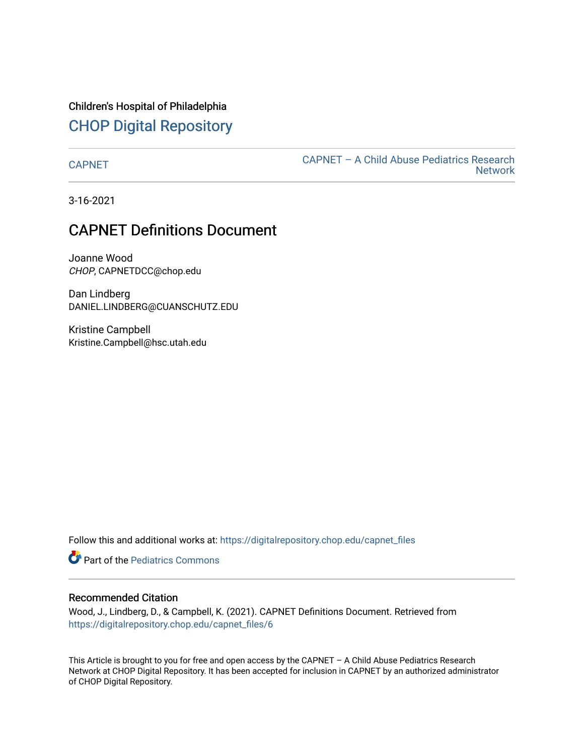Children's Hospital of Philadelphia

## CHOP Digital Repository

CAPNET

CAPNET – A Child Abuse Pediatrics Research Network

3-16-2021

# CAPNET Definitions Document

Joanne Wood
*CHOP*, CAPNETDCC@chop.edu

Dan Lindberg
DANIEL.LINDBERG@CUANSCHUTZ.EDU

Kristine Campbell
Kristine.Campbell@hsc.utah.edu

Follow this and additional works at: https://digitalrepository.chop.edu/capnet_files

Part of the Pediatrics Commons

### Recommended Citation

Wood, J., Lindberg, D., & Campbell, K. (2021). CAPNET Definitions Document. Retrieved from https://digitalrepository.chop.edu/capnet_files/6

This Article is brought to you for free and open access by the CAPNET – A Child Abuse Pediatrics Research Network at CHOP Digital Repository. It has been accepted for inclusion in CAPNET by an authorized administrator of CHOP Digital Repository.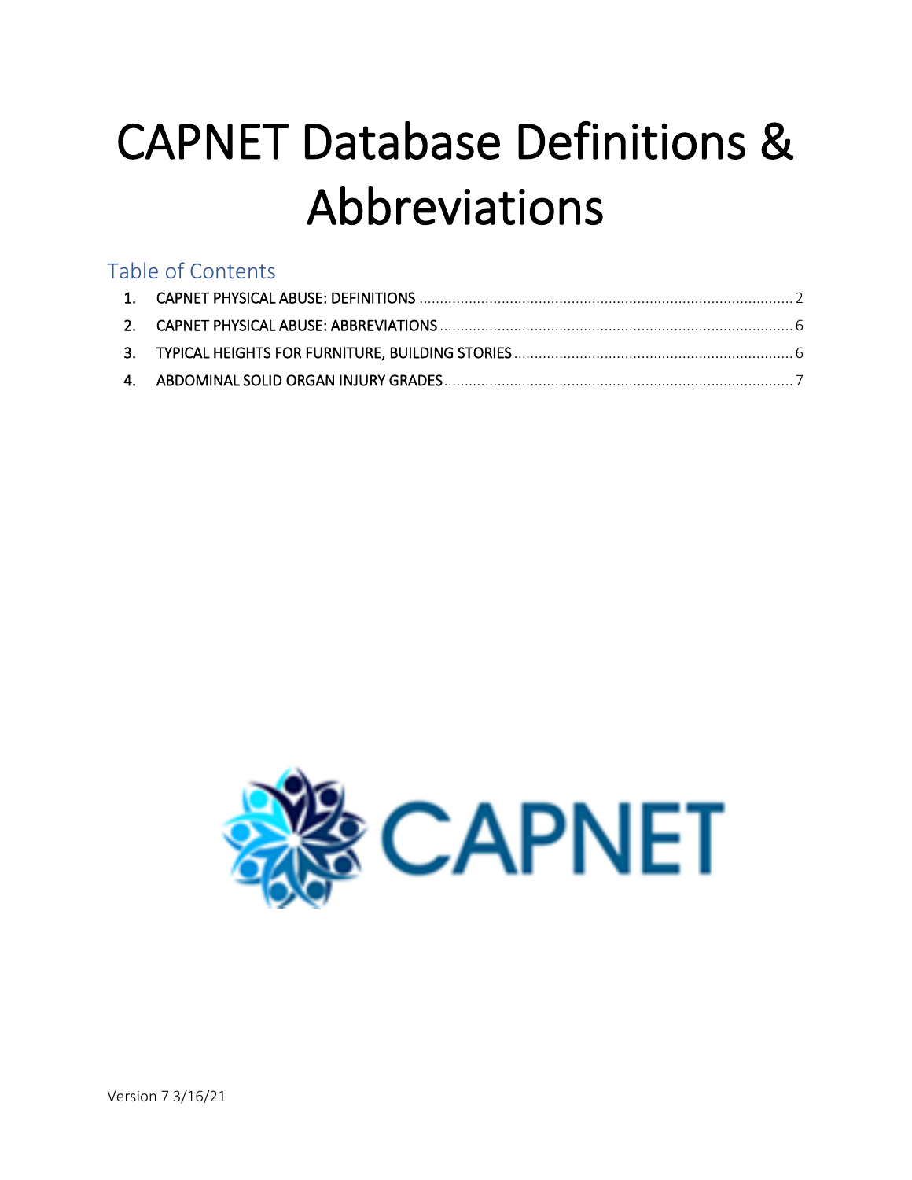# CAPNET Database Definitions & Abbreviations

## Table of Contents

1. CAPNET PHYSICAL ABUSE: DEFINITIONS ........ 2
2. CAPNET PHYSICAL ABUSE: ABBREVIATIONS ........ 6
3. TYPICAL HEIGHTS FOR FURNITURE, BUILDING STORIES ........ 6
4. ABDOMINAL SOLID ORGAN INJURY GRADES ........ 7

CAPNET

Version 7 3/16/21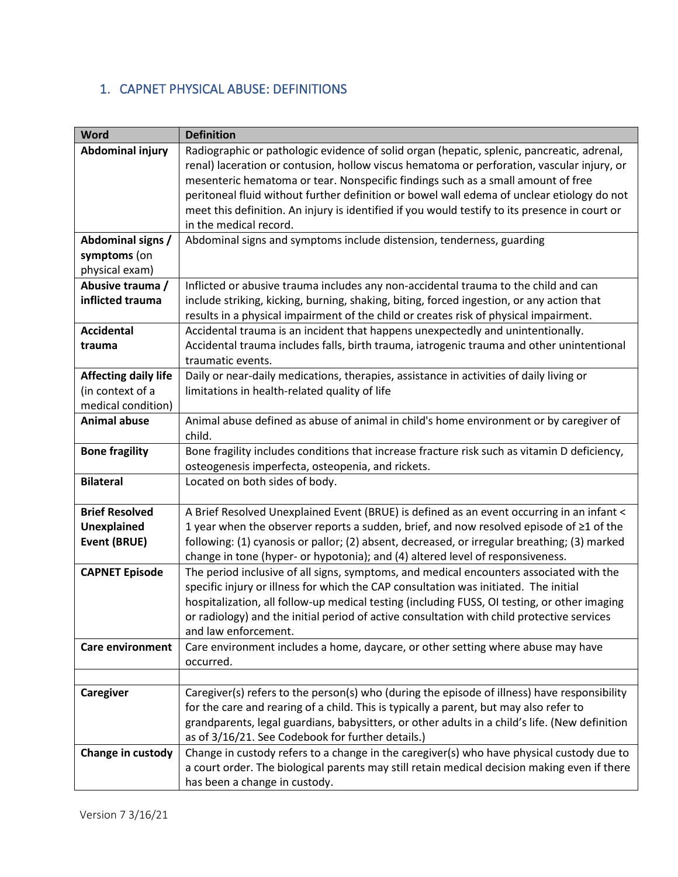## 1. CAPNET PHYSICAL ABUSE: DEFINITIONS

| Word | Definition |
|---|---|
| **Abdominal injury** | Radiographic or pathologic evidence of solid organ (hepatic, splenic, pancreatic, adrenal, renal) laceration or contusion, hollow viscus hematoma or perforation, vascular injury, or mesenteric hematoma or tear. Nonspecific findings such as a small amount of free peritoneal fluid without further definition or bowel wall edema of unclear etiology do not meet this definition. An injury is identified if you would testify to its presence in court or in the medical record. |
| **Abdominal signs / symptoms** (on physical exam) | Abdominal signs and symptoms include distension, tenderness, guarding |
| **Abusive trauma / inflicted trauma** | Inflicted or abusive trauma includes any non-accidental trauma to the child and can include striking, kicking, burning, shaking, biting, forced ingestion, or any action that results in a physical impairment of the child or creates risk of physical impairment. |
| **Accidental trauma** | Accidental trauma is an incident that happens unexpectedly and unintentionally. Accidental trauma includes falls, birth trauma, iatrogenic trauma and other unintentional traumatic events. |
| **Affecting daily life** (in context of a medical condition) | Daily or near-daily medications, therapies, assistance in activities of daily living or limitations in health-related quality of life |
| **Animal abuse** | Animal abuse defined as abuse of animal in child's home environment or by caregiver of child. |
| **Bone fragility** | Bone fragility includes conditions that increase fracture risk such as vitamin D deficiency, osteogenesis imperfecta, osteopenia, and rickets. |
| **Bilateral** | Located on both sides of body. |
| **Brief Resolved Unexplained Event (BRUE)** | A Brief Resolved Unexplained Event (BRUE) is defined as an event occurring in an infant < 1 year when the observer reports a sudden, brief, and now resolved episode of ≥1 of the following: (1) cyanosis or pallor; (2) absent, decreased, or irregular breathing; (3) marked change in tone (hyper- or hypotonia); and (4) altered level of responsiveness. |
| **CAPNET Episode** | The period inclusive of all signs, symptoms, and medical encounters associated with the specific injury or illness for which the CAP consultation was initiated. The initial hospitalization, all follow-up medical testing (including FUSS, OI testing, or other imaging or radiology) and the initial period of active consultation with child protective services and law enforcement. |
| **Care environment** | Care environment includes a home, daycare, or other setting where abuse may have occurred. |
| | |
| **Caregiver** | Caregiver(s) refers to the person(s) who (during the episode of illness) have responsibility for the care and rearing of a child. This is typically a parent, but may also refer to grandparents, legal guardians, babysitters, or other adults in a child's life. (New definition as of 3/16/21. See Codebook for further details.) |
| **Change in custody** | Change in custody refers to a change in the caregiver(s) who have physical custody due to a court order. The biological parents may still retain medical decision making even if there has been a change in custody. |

Version 7 3/16/21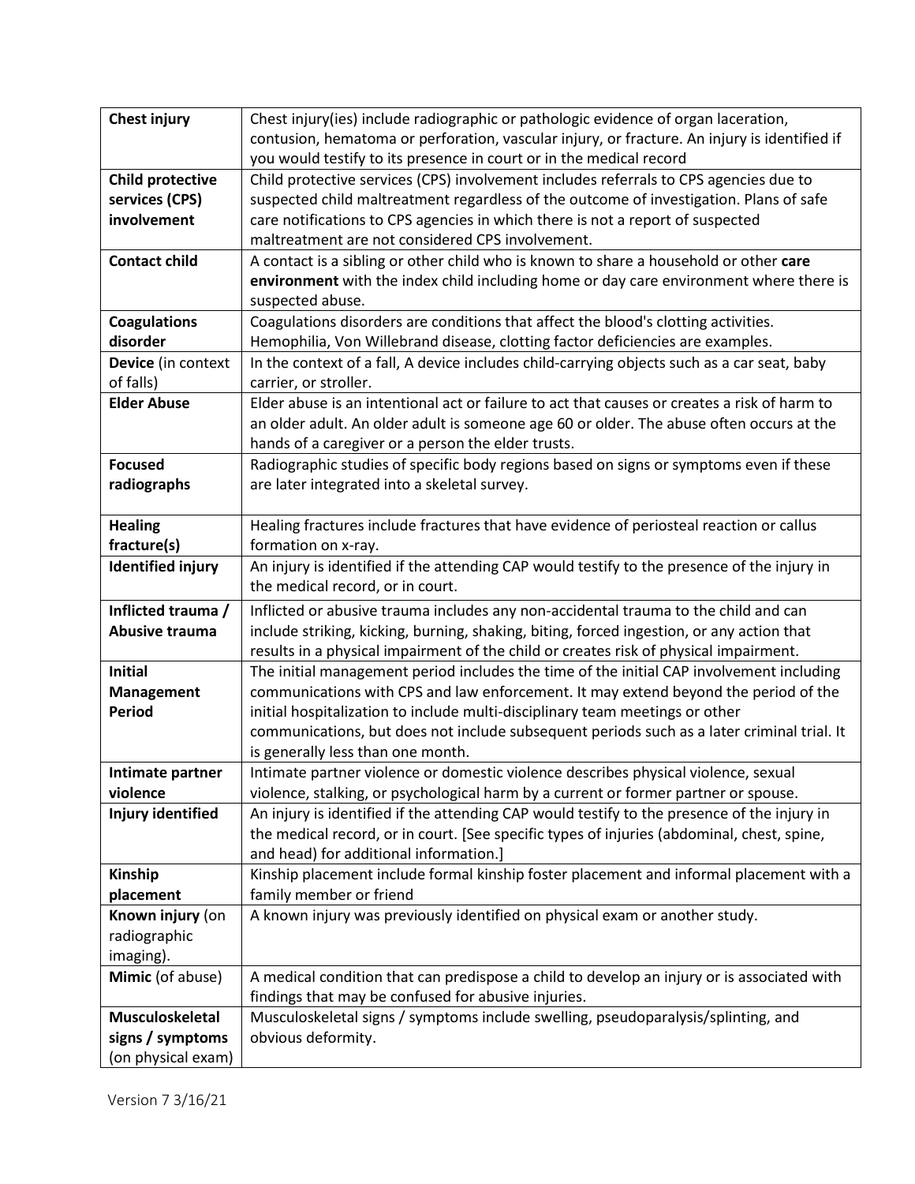| **Chest injury** | Chest injury(ies) include radiographic or pathologic evidence of organ laceration, contusion, hematoma or perforation, vascular injury, or fracture. An injury is identified if you would testify to its presence in court or in the medical record |
|---|---|
| **Child protective services (CPS) involvement** | Child protective services (CPS) involvement includes referrals to CPS agencies due to suspected child maltreatment regardless of the outcome of investigation. Plans of safe care notifications to CPS agencies in which there is not a report of suspected maltreatment are not considered CPS involvement. |
| **Contact child** | A contact is a sibling or other child who is known to share a household or other **care environment** with the index child including home or day care environment where there is suspected abuse. |
| **Coagulations disorder** | Coagulations disorders are conditions that affect the blood's clotting activities. Hemophilia, Von Willebrand disease, clotting factor deficiencies are examples. |
| **Device** (in context of falls) | In the context of a fall, A device includes child-carrying objects such as a car seat, baby carrier, or stroller. |
| **Elder Abuse** | Elder abuse is an intentional act or failure to act that causes or creates a risk of harm to an older adult. An older adult is someone age 60 or older. The abuse often occurs at the hands of a caregiver or a person the elder trusts. |
| **Focused radiographs** | Radiographic studies of specific body regions based on signs or symptoms even if these are later integrated into a skeletal survey. |
| **Healing fracture(s)** | Healing fractures include fractures that have evidence of periosteal reaction or callus formation on x-ray. |
| **Identified injury** | An injury is identified if the attending CAP would testify to the presence of the injury in the medical record, or in court. |
| **Inflicted trauma / Abusive trauma** | Inflicted or abusive trauma includes any non-accidental trauma to the child and can include striking, kicking, burning, shaking, biting, forced ingestion, or any action that results in a physical impairment of the child or creates risk of physical impairment. |
| **Initial Management Period** | The initial management period includes the time of the initial CAP involvement including communications with CPS and law enforcement. It may extend beyond the period of the initial hospitalization to include multi-disciplinary team meetings or other communications, but does not include subsequent periods such as a later criminal trial. It is generally less than one month. |
| **Intimate partner violence** | Intimate partner violence or domestic violence describes physical violence, sexual violence, stalking, or psychological harm by a current or former partner or spouse. |
| **Injury identified** | An injury is identified if the attending CAP would testify to the presence of the injury in the medical record, or in court. [See specific types of injuries (abdominal, chest, spine, and head) for additional information.] |
| **Kinship placement** | Kinship placement include formal kinship foster placement and informal placement with a family member or friend |
| **Known injury** (on radiographic imaging). | A known injury was previously identified on physical exam or another study. |
| **Mimic** (of abuse) | A medical condition that can predispose a child to develop an injury or is associated with findings that may be confused for abusive injuries. |
| **Musculoskeletal signs / symptoms** (on physical exam) | Musculoskeletal signs / symptoms include swelling, pseudoparalysis/splinting, and obvious deformity. |

Version 7 3/16/21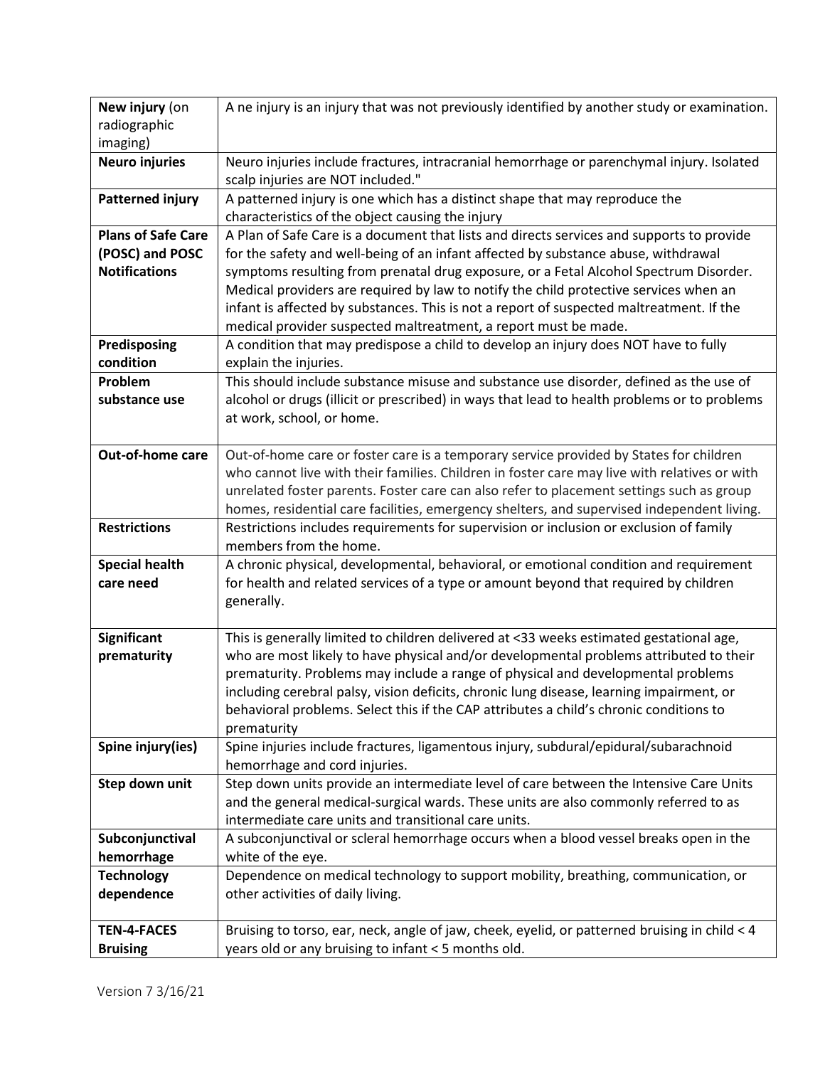| | |
|---|---|
| **New injury** (on radiographic imaging) | A ne injury is an injury that was not previously identified by another study or examination. |
| **Neuro injuries** | Neuro injuries include fractures, intracranial hemorrhage or parenchymal injury. Isolated scalp injuries are NOT included." |
| **Patterned injury** | A patterned injury is one which has a distinct shape that may reproduce the characteristics of the object causing the injury |
| **Plans of Safe Care (POSC) and POSC Notifications** | A Plan of Safe Care is a document that lists and directs services and supports to provide for the safety and well-being of an infant affected by substance abuse, withdrawal symptoms resulting from prenatal drug exposure, or a Fetal Alcohol Spectrum Disorder. Medical providers are required by law to notify the child protective services when an infant is affected by substances. This is not a report of suspected maltreatment. If the medical provider suspected maltreatment, a report must be made. |
| **Predisposing condition** | A condition that may predispose a child to develop an injury does NOT have to fully explain the injuries. |
| **Problem substance use** | This should include substance misuse and substance use disorder, defined as the use of alcohol or drugs (illicit or prescribed) in ways that lead to health problems or to problems at work, school, or home. |
| **Out-of-home care** | Out-of-home care or foster care is a temporary service provided by States for children who cannot live with their families. Children in foster care may live with relatives or with unrelated foster parents. Foster care can also refer to placement settings such as group homes, residential care facilities, emergency shelters, and supervised independent living. |
| **Restrictions** | Restrictions includes requirements for supervision or inclusion or exclusion of family members from the home. |
| **Special health care need** | A chronic physical, developmental, behavioral, or emotional condition and requirement for health and related services of a type or amount beyond that required by children generally. |
| **Significant prematurity** | This is generally limited to children delivered at <33 weeks estimated gestational age, who are most likely to have physical and/or developmental problems attributed to their prematurity. Problems may include a range of physical and developmental problems including cerebral palsy, vision deficits, chronic lung disease, learning impairment, or behavioral problems. Select this if the CAP attributes a child's chronic conditions to prematurity |
| **Spine injury(ies)** | Spine injuries include fractures, ligamentous injury, subdural/epidural/subarachnoid hemorrhage and cord injuries. |
| **Step down unit** | Step down units provide an intermediate level of care between the Intensive Care Units and the general medical-surgical wards. These units are also commonly referred to as intermediate care units and transitional care units. |
| **Subconjunctival hemorrhage** | A subconjunctival or scleral hemorrhage occurs when a blood vessel breaks open in the white of the eye. |
| **Technology dependence** | Dependence on medical technology to support mobility, breathing, communication, or other activities of daily living. |
| **TEN-4-FACES Bruising** | Bruising to torso, ear, neck, angle of jaw, cheek, eyelid, or patterned bruising in child < 4 years old or any bruising to infant < 5 months old. |

Version 7 3/16/21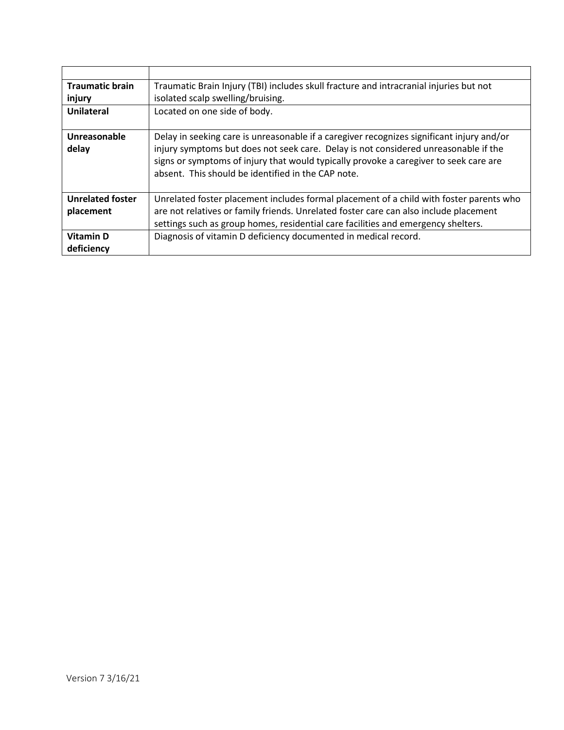| | |
|---|---|
| **Traumatic brain injury** | Traumatic Brain Injury (TBI) includes skull fracture and intracranial injuries but not isolated scalp swelling/bruising. |
| **Unilateral** | Located on one side of body. |
| **Unreasonable delay** | Delay in seeking care is unreasonable if a caregiver recognizes significant injury and/or injury symptoms but does not seek care. Delay is not considered unreasonable if the signs or symptoms of injury that would typically provoke a caregiver to seek care are absent. This should be identified in the CAP note. |
| **Unrelated foster placement** | Unrelated foster placement includes formal placement of a child with foster parents who are not relatives or family friends. Unrelated foster care can also include placement settings such as group homes, residential care facilities and emergency shelters. |
| **Vitamin D deficiency** | Diagnosis of vitamin D deficiency documented in medical record. |

Version 7 3/16/21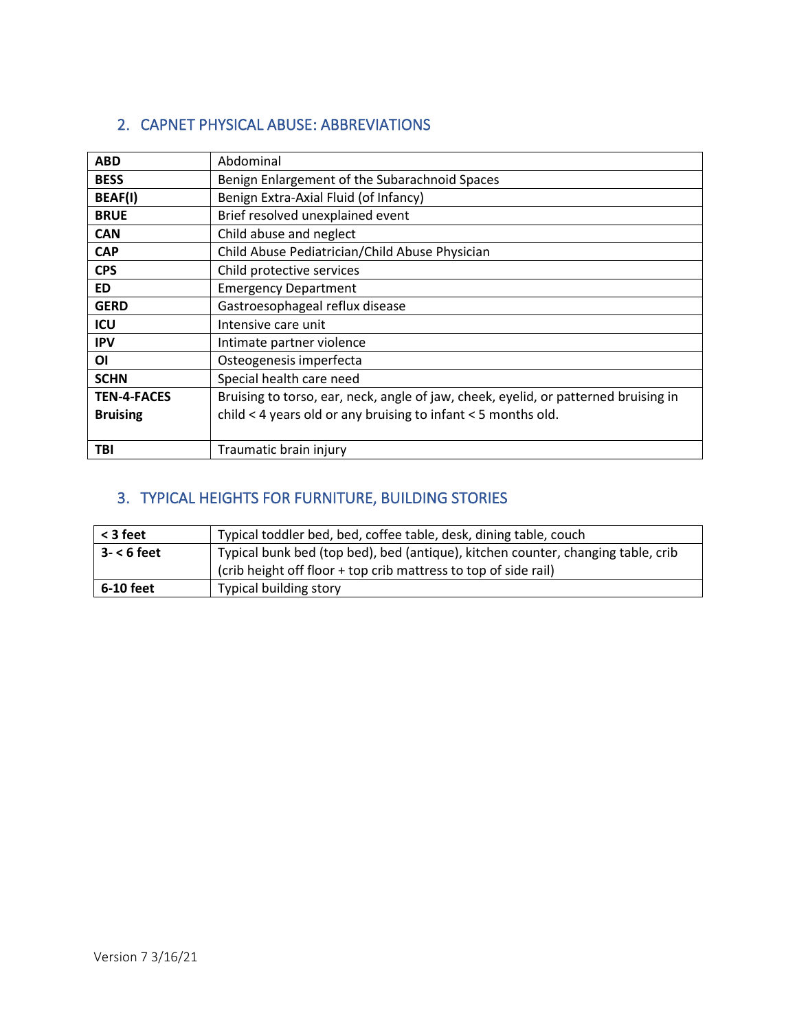## 2. CAPNET PHYSICAL ABUSE: ABBREVIATIONS

| | |
|---|---|
| **ABD** | Abdominal |
| **BESS** | Benign Enlargement of the Subarachnoid Spaces |
| **BEAF(I)** | Benign Extra-Axial Fluid (of Infancy) |
| **BRUE** | Brief resolved unexplained event |
| **CAN** | Child abuse and neglect |
| **CAP** | Child Abuse Pediatrician/Child Abuse Physician |
| **CPS** | Child protective services |
| **ED** | Emergency Department |
| **GERD** | Gastroesophageal reflux disease |
| **ICU** | Intensive care unit |
| **IPV** | Intimate partner violence |
| **OI** | Osteogenesis imperfecta |
| **SCHN** | Special health care need |
| **TEN-4-FACES Bruising** | Bruising to torso, ear, neck, angle of jaw, cheek, eyelid, or patterned bruising in child < 4 years old or any bruising to infant < 5 months old. |
| **TBI** | Traumatic brain injury |

## 3. TYPICAL HEIGHTS FOR FURNITURE, BUILDING STORIES

| | |
|---|---|
| **< 3 feet** | Typical toddler bed, bed, coffee table, desk, dining table, couch |
| **3- < 6 feet** | Typical bunk bed (top bed), bed (antique), kitchen counter, changing table, crib (crib height off floor + top crib mattress to top of side rail) |
| **6-10 feet** | Typical building story |

Version 7 3/16/21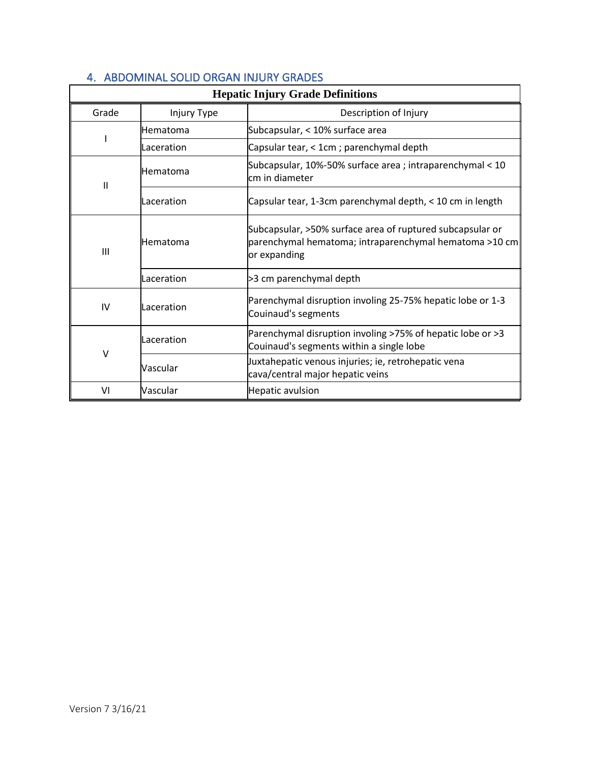## 4. ABDOMINAL SOLID ORGAN INJURY GRADES

| Hepatic Injury Grade Definitions | | |
|---|---|---|
| Grade | Injury Type | Description of Injury |
| I | Hematoma | Subcapsular, < 10% surface area |
| | Laceration | Capsular tear, < 1cm ; parenchymal depth |
| II | Hematoma | Subcapsular, 10%-50% surface area ; intraparenchymal < 10 cm in diameter |
| | Laceration | Capsular tear, 1-3cm parenchymal depth, < 10 cm in length |
| III | Hematoma | Subcapsular, >50% surface area of ruptured subcapsular or parenchymal hematoma; intraparenchymal hematoma >10 cm or expanding |
| | Laceration | >3 cm parenchymal depth |
| IV | Laceration | Parenchymal disruption involing 25-75% hepatic lobe or 1-3 Couinaud's segments |
| V | Laceration | Parenchymal disruption involing >75% of hepatic lobe or >3 Couinaud's segments within a single lobe |
| | Vascular | Juxtahepatic venous injuries; ie, retrohepatic vena cava/central major hepatic veins |
| VI | Vascular | Hepatic avulsion |

Version 7 3/16/21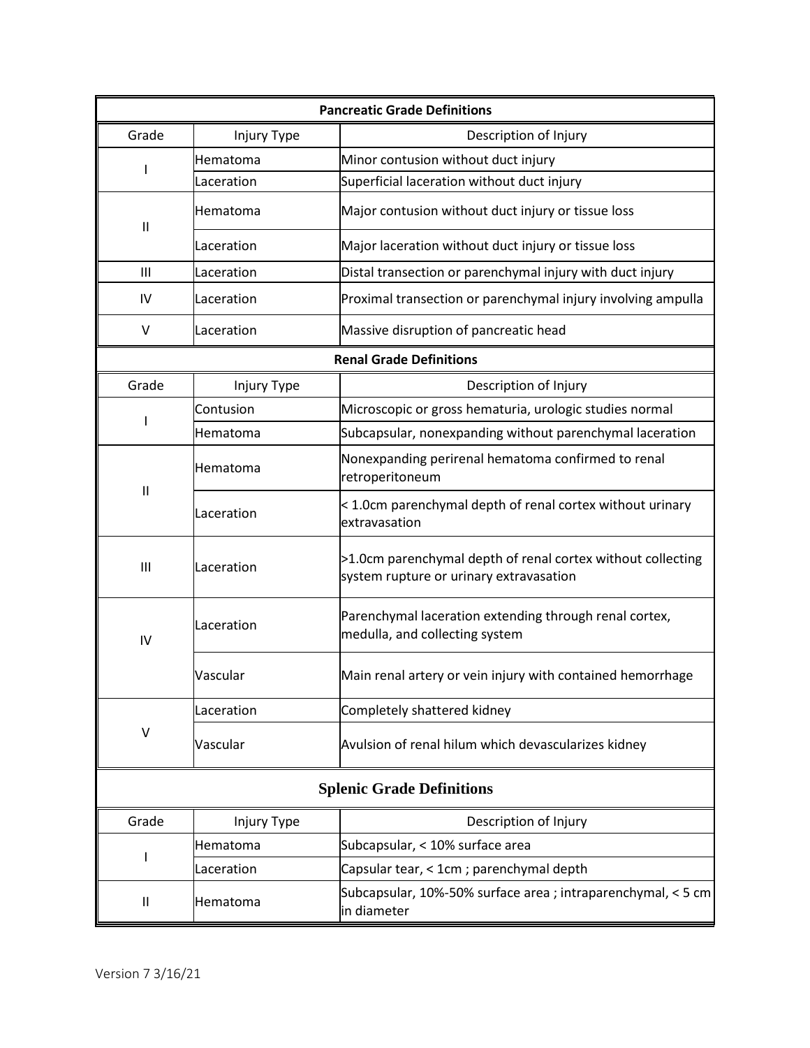## Pancreatic Grade Definitions

| Grade | Injury Type | Description of Injury |
| --- | --- | --- |
| I | Hematoma | Minor contusion without duct injury |
| | Laceration | Superficial laceration without duct injury |
| II | Hematoma | Major contusion without duct injury or tissue loss |
| | Laceration | Major laceration without duct injury or tissue loss |
| III | Laceration | Distal transection or parenchymal injury with duct injury |
| IV | Laceration | Proximal transection or parenchymal injury involving ampulla |
| V | Laceration | Massive disruption of pancreatic head |

## Renal Grade Definitions

| Grade | Injury Type | Description of Injury |
| --- | --- | --- |
| I | Contusion | Microscopic or gross hematuria, urologic studies normal |
| | Hematoma | Subcapsular, nonexpanding without parenchymal laceration |
| II | Hematoma | Nonexpanding perirenal hematoma confirmed to renal retroperitoneum |
| | Laceration | < 1.0cm parenchymal depth of renal cortex without urinary extravasation |
| III | Laceration | >1.0cm parenchymal depth of renal cortex without collecting system rupture or urinary extravasation |
| IV | Laceration | Parenchymal laceration extending through renal cortex, medulla, and collecting system |
| | Vascular | Main renal artery or vein injury with contained hemorrhage |
| V | Laceration | Completely shattered kidney |
| | Vascular | Avulsion of renal hilum which devascularizes kidney |

## Splenic Grade Definitions

| Grade | Injury Type | Description of Injury |
| --- | --- | --- |
| I | Hematoma | Subcapsular, < 10% surface area |
| | Laceration | Capsular tear, < 1cm ; parenchymal depth |
| II | Hematoma | Subcapsular, 10%-50% surface area ; intraparenchymal, < 5 cm in diameter |

Version 7 3/16/21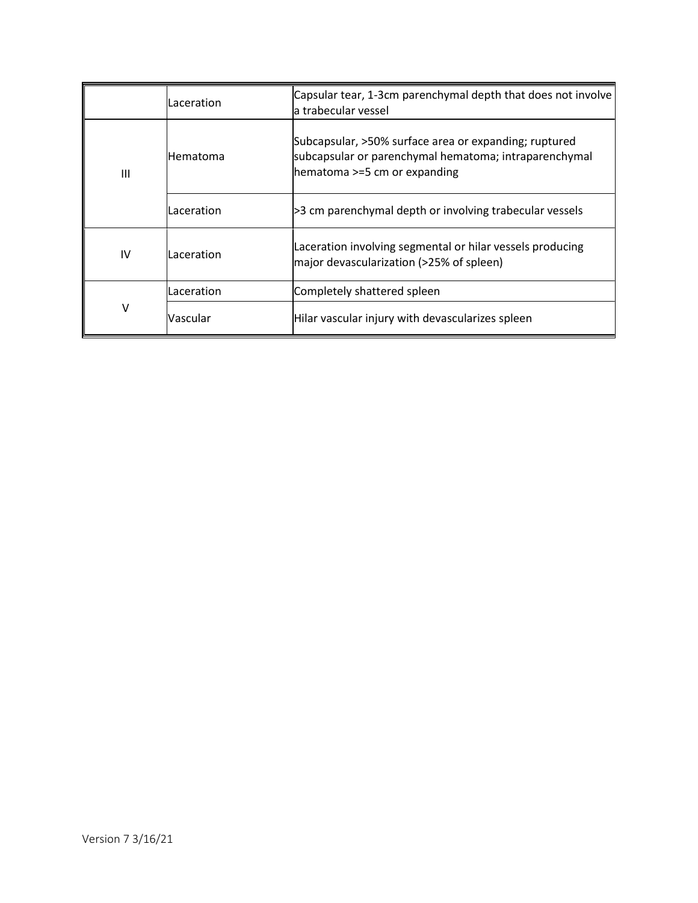| | | |
|---|---|---|
| | Laceration | Capsular tear, 1-3cm parenchymal depth that does not involve a trabecular vessel |
| III | Hematoma | Subcapsular, >50% surface area or expanding; ruptured subcapsular or parenchymal hematoma; intraparenchymal hematoma >=5 cm or expanding |
| | Laceration | >3 cm parenchymal depth or involving trabecular vessels |
| IV | Laceration | Laceration involving segmental or hilar vessels producing major devascularization (>25% of spleen) |
| V | Laceration | Completely shattered spleen |
| | Vascular | Hilar vascular injury with devascularizes spleen |

Version 7 3/16/21